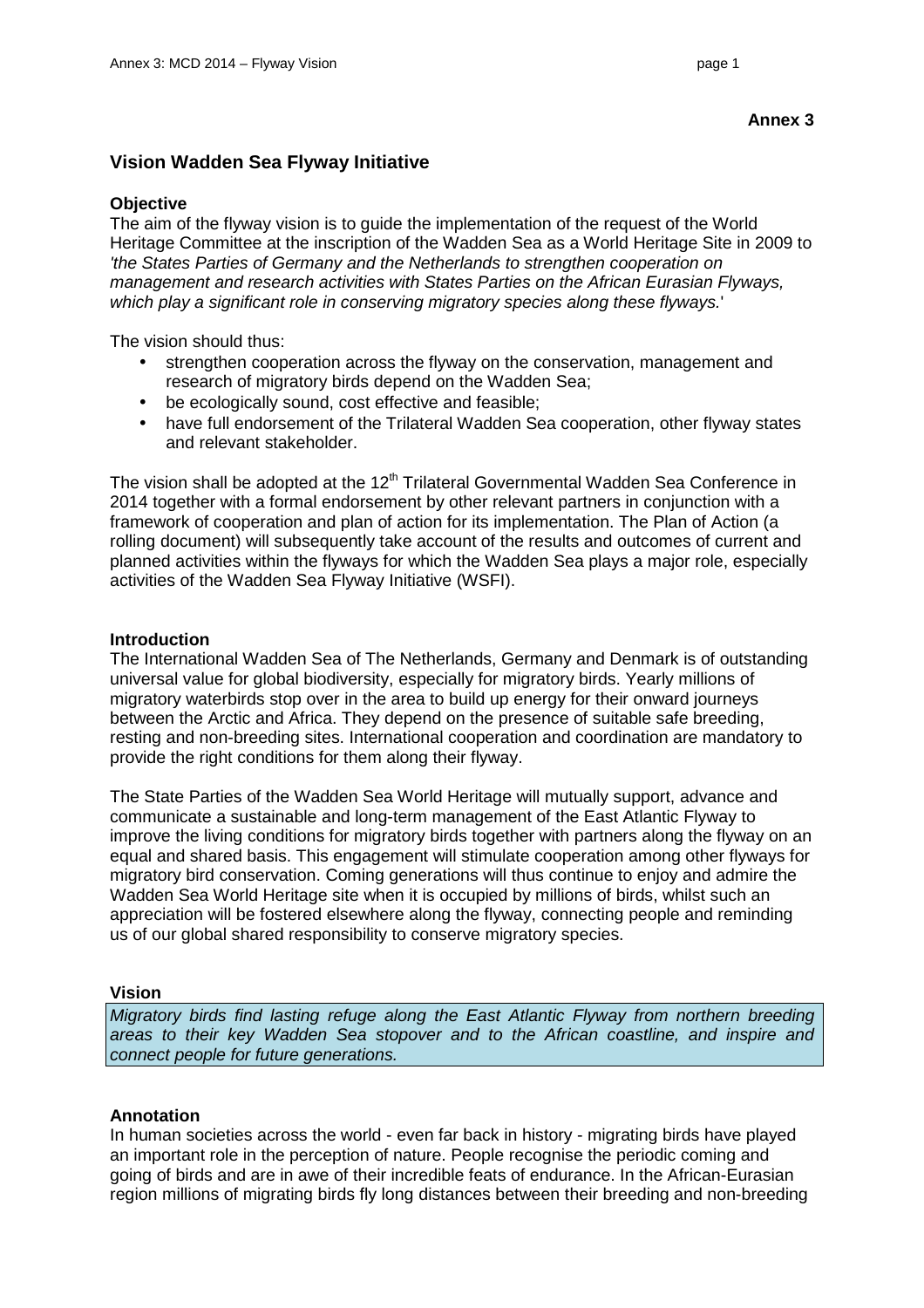**Annex 3**

## Vision Wadden Sea Flyway Initiative

### Objective

The aim of the flyway vision is to guide the implementation of the request of the World Heritage Committee at the inscription of the Wadden Sea as a World Heritage Site in 2009 to *'the States Parties of Germany and the Netherlands to strengthen cooperation on management and research activities with States Parties on the African Eurasian Flyways, which play a significant role in conserving migratory species along these flyways.*'

The vision should thus:

- strengthen cooperation across the flyway on the conservation, management and research of migratory birds depend on the Wadden Sea;
- be ecologically sound, cost effective and feasible;
- have full endorsement of the Trilateral Wadden Sea cooperation, other flyway states and relevant stakeholder.

The vision shall be adopted at the 12th Trilateral Governmental Wadden Sea Conference in 2014 together with a formal endorsement by other relevant partners in conjunction with a framework of cooperation and plan of action for its implementation. The Plan of Action (a rolling document) will subsequently take account of the results and outcomes of current and planned activities within the flyways for which the Wadden Sea plays a major role, especially activities of the Wadden Sea Flyway Initiative (WSFI).

### Introduction

The International Wadden Sea of The Netherlands, Germany and Denmark is of outstanding universal value for global biodiversity, especially for migratory birds. Yearly millions of migratory waterbirds stop over in the area to build up energy for their onward journeys between the Arctic and Africa. They depend on the presence of suitable safe breeding, resting and non-breeding sites. International cooperation and coordination are mandatory to provide the right conditions for them along their flyway.

The State Parties of the Wadden Sea World Heritage will mutually support, advance and communicate a sustainable and long-term management of the East Atlantic Flyway to improve the living conditions for migratory birds together with partners along the flyway on an equal and shared basis. This engagement will stimulate cooperation among other flyways for migratory bird conservation. Coming generations will thus continue to enjoy and admire the Wadden Sea World Heritage site when it is occupied by millions of birds, whilst such an appreciation will be fostered elsewhere along the flyway, connecting people and reminding us of our global shared responsibility to conserve migratory species.

### Vision

*Migratory birds find lasting refuge along the East Atlantic Flyway from northern breeding areas to their key Wadden Sea stopover and to the African coastline, and inspire and connect people for future generations.*

### Annotation

In human societies across the world - even far back in history - migrating birds have played an important role in the perception of nature. People recognise the periodic coming and going of birds and are in awe of their incredible feats of endurance. In the African-Eurasian region millions of migrating birds fly long distances between their breeding and non-breeding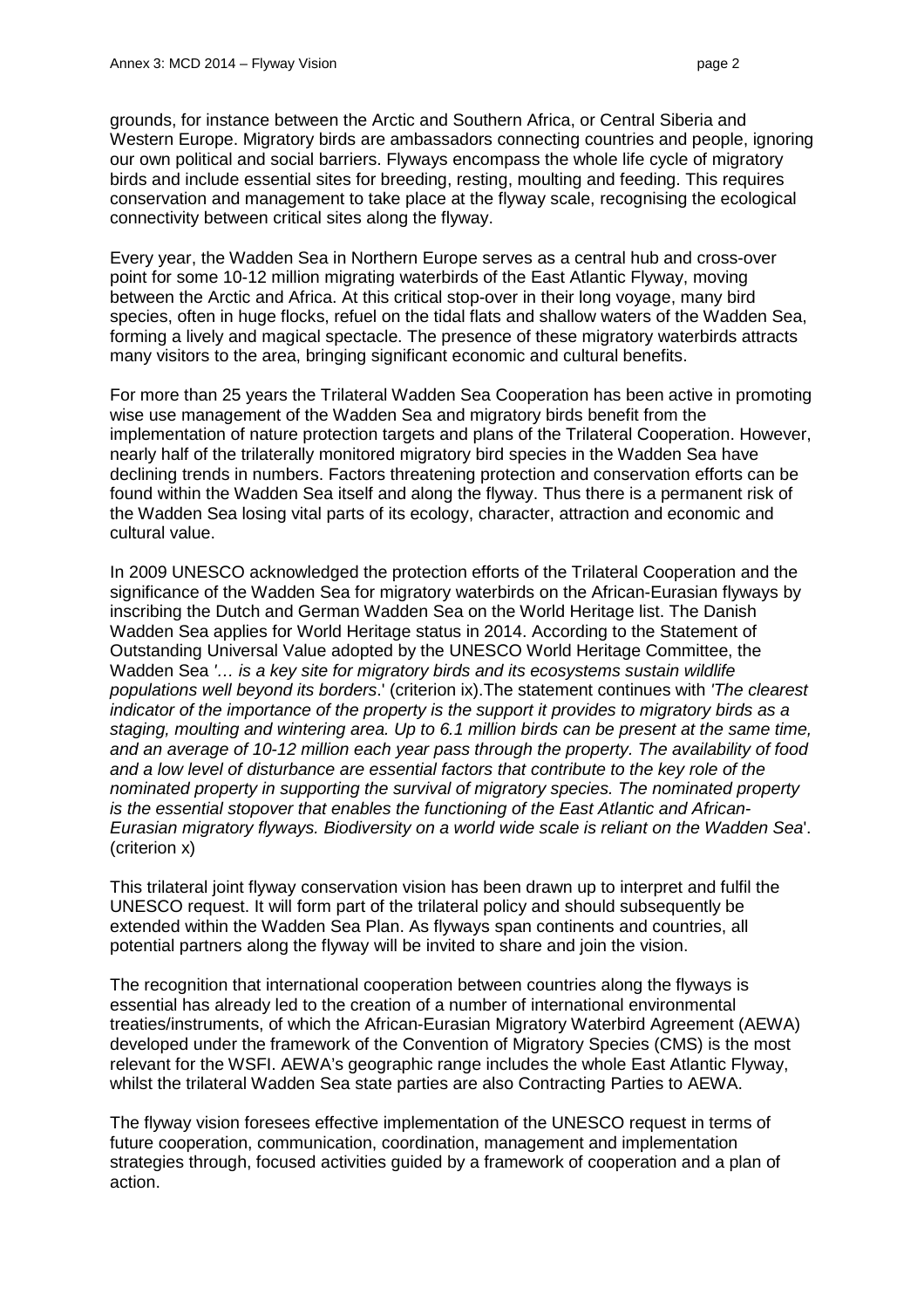grounds, for instance between the Arctic and Southern Africa, or Central Siberia and Western Europe. Migratory birds are ambassadors connecting countries and people, ignoring our own political and social barriers. Flyways encompass the whole life cycle of migratory birds and include essential sites for breeding, resting, moulting and feeding. This requires conservation and management to take place at the flyway scale, recognising the ecological connectivity between critical sites along the flyway.

Every year, the Wadden Sea in Northern Europe serves as a central hub and cross-over point for some 10-12 million migrating waterbirds of the East Atlantic Flyway, moving between the Arctic and Africa. At this critical stop-over in their long voyage, many bird species, often in huge flocks, refuel on the tidal flats and shallow waters of the Wadden Sea, forming a lively and magical spectacle. The presence of these migratory waterbirds attracts many visitors to the area, bringing significant economic and cultural benefits.

For more than 25 years the Trilateral Wadden Sea Cooperation has been active in promoting wise use management of the Wadden Sea and migratory birds benefit from the implementation of nature protection targets and plans of the Trilateral Cooperation. However, nearly half of the trilaterally monitored migratory bird species in the Wadden Sea have declining trends in numbers. Factors threatening protection and conservation efforts can be found within the Wadden Sea itself and along the flyway. Thus there is a permanent risk of the Wadden Sea losing vital parts of its ecology, character, attraction and economic and cultural value.

In 2009 UNESCO acknowledged the protection efforts of the Trilateral Cooperation and the significance of the Wadden Sea for migratory waterbirds on the African-Eurasian flyways by inscribing the Dutch and German Wadden Sea on the World Heritage list. The Danish Wadden Sea applies for World Heritage status in 2014. According to the Statement of Outstanding Universal Value adopted by the UNESCO World Heritage Committee, the Wadden Sea '*… is a key site for migratory birds and its ecosystems sustain wildlife populations well beyond its borders*.' (criterion ix).The statement continues with '*The clearest indicator of the importance of the property is the support it provides to migratory birds as a staging, moulting and wintering area. Up to 6.1 million birds can be present at the same time, and an average of 10-12 million each year pass through the property. The availability of food and a low level of disturbance are essential factors that contribute to the key role of the nominated property in supporting the survival of migratory species. The nominated property is the essential stopover that enables the functioning of the East Atlantic and African-Eurasian migratory flyways. Biodiversity on a world wide scale is reliant on the Wadden Sea*'. (criterion x)

This trilateral joint flyway conservation vision has been drawn up to interpret and fulfil the UNESCO request. It will form part of the trilateral policy and should subsequently be extended within the Wadden Sea Plan. As flyways span continents and countries, all potential partners along the flyway will be invited to share and join the vision.

The recognition that international cooperation between countries along the flyways is essential has already led to the creation of a number of international environmental treaties/instruments, of which the African-Eurasian Migratory Waterbird Agreement (AEWA) developed under the framework of the Convention of Migratory Species (CMS) is the most relevant for the WSFI. AEWA's geographic range includes the whole East Atlantic Flyway, whilst the trilateral Wadden Sea state parties are also Contracting Parties to AEWA.

The flyway vision foresees effective implementation of the UNESCO request in terms of future cooperation, communication, coordination, management and implementation strategies through, focused activities guided by a framework of cooperation and a plan of action.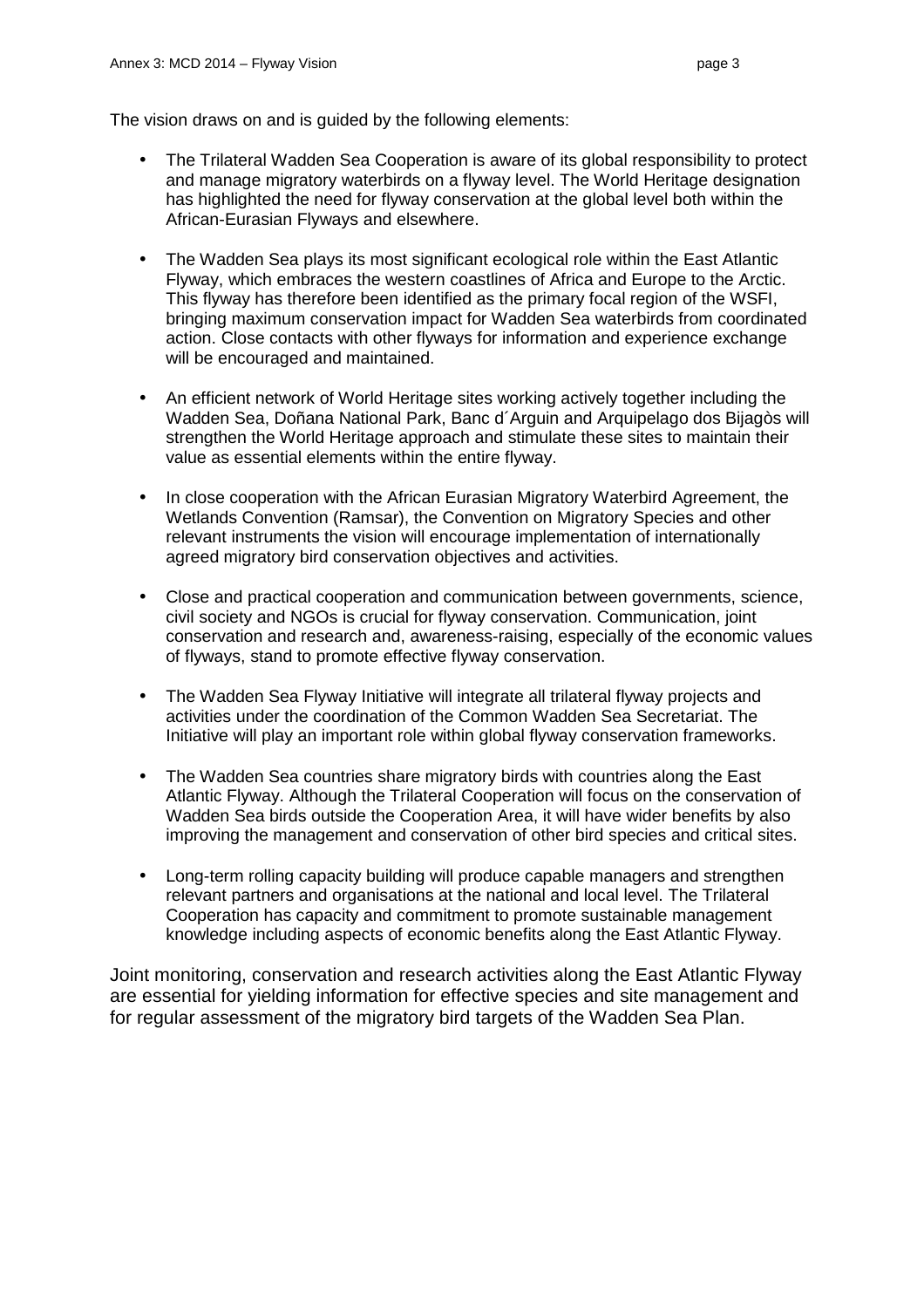The vision draws on and is guided by the following elements:

- The Trilateral Wadden Sea Cooperation is aware of its global responsibility to protect and manage migratory waterbirds on a flyway level. The World Heritage designation has highlighted the need for flyway conservation at the global level both within the African-Eurasian Flyways and elsewhere.

- The Wadden Sea plays its most significant ecological role within the East Atlantic Flyway, which embraces the western coastlines of Africa and Europe to the Arctic. This flyway has therefore been identified as the primary focal region of the WSFI, bringing maximum conservation impact for Wadden Sea waterbirds from coordinated action. Close contacts with other flyways for information and experience exchange will be encouraged and maintained.

- An efficient network of World Heritage sites working actively together including the Wadden Sea, Doñana National Park, Banc d´Arguin and Arquipelago dos Bijagòs will strengthen the World Heritage approach and stimulate these sites to maintain their value as essential elements within the entire flyway.

- In close cooperation with the African Eurasian Migratory Waterbird Agreement, the Wetlands Convention (Ramsar), the Convention on Migratory Species and other relevant instruments the vision will encourage implementation of internationally agreed migratory bird conservation objectives and activities.

- Close and practical cooperation and communication between governments, science, civil society and NGOs is crucial for flyway conservation. Communication, joint conservation and research and, awareness-raising, especially of the economic values of flyways, stand to promote effective flyway conservation.

- The Wadden Sea Flyway Initiative will integrate all trilateral flyway projects and activities under the coordination of the Common Wadden Sea Secretariat. The Initiative will play an important role within global flyway conservation frameworks.

- The Wadden Sea countries share migratory birds with countries along the East Atlantic Flyway. Although the Trilateral Cooperation will focus on the conservation of Wadden Sea birds outside the Cooperation Area, it will have wider benefits by also improving the management and conservation of other bird species and critical sites.

- Long-term rolling capacity building will produce capable managers and strengthen relevant partners and organisations at the national and local level. The Trilateral Cooperation has capacity and commitment to promote sustainable management knowledge including aspects of economic benefits along the East Atlantic Flyway.

Joint monitoring, conservation and research activities along the East Atlantic Flyway are essential for yielding information for effective species and site management and for regular assessment of the migratory bird targets of the Wadden Sea Plan.